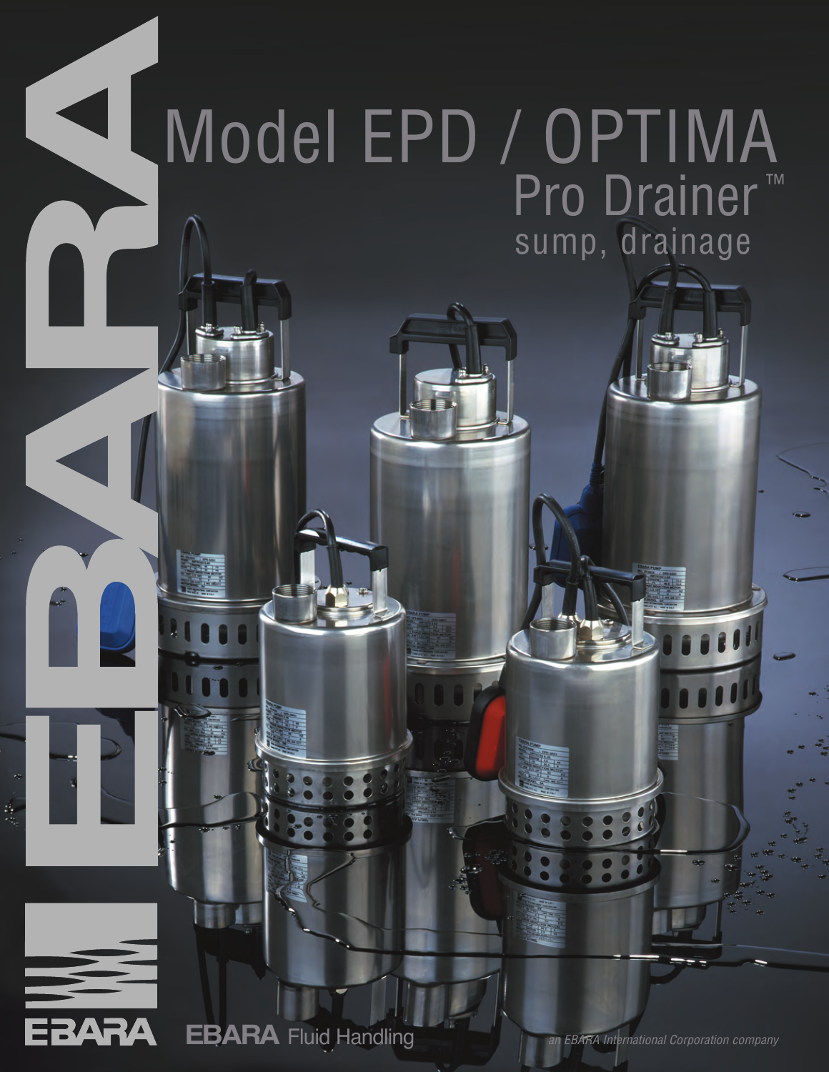# Model EPD / OPTIMA

## Pro Drainer™

sump, drainage

EBARA

EBARA Fluid Handling

*an EBARA International Corporation company*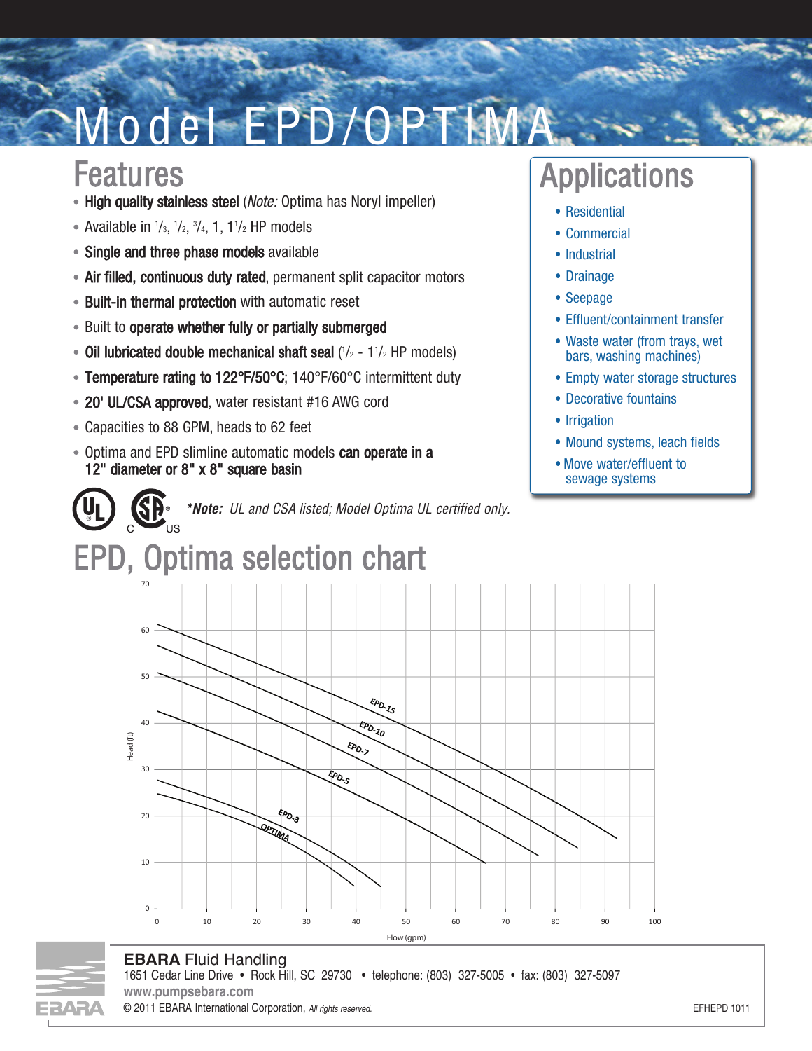# Model EPD/OPTIMA

## Features

- **High quality stainless steel** (*Note:* Optima has Noryl impeller)
- Available in 1/3, 1/2, 3/4, 1, 1 1/2 HP models
- **Single and three phase models** available
- **Air filled, continuous duty rated**, permanent split capacitor motors
- **Built-in thermal protection** with automatic reset
- Built to **operate whether fully or partially submerged**
- **Oil lubricated double mechanical shaft seal** (1/2 - 1 1/2 HP models)
- **Temperature rating to 122°F/50°C**; 140°F/60°C intermittent duty
- **20' UL/CSA approved**, water resistant #16 AWG cord
- Capacities to 88 GPM, heads to 62 feet
- Optima and EPD slimline automatic models **can operate in a 12" diameter or 8" x 8" square basin**

## Applications

- Residential
- Commercial
- Industrial
- Drainage
- Seepage
- Effluent/containment transfer
- Waste water (from trays, wet bars, washing machines)
- Empty water storage structures
- Decorative fountains
- Irrigation
- Mound systems, leach fields
- Move water/effluent to sewage systems

UL C US

****Note:** UL and CSA listed; Model Optima UL certified only.*

## EPD, Optima selection chart

Head (ft)
0
10
20
30
40
50
60
70

Flow (gpm)
0
10
20
30
40
50
60
70
80
90
100

EPD-15
EPD-10
EPD-7
EPD-5
EPD-3
OPTIMA

**EBARA** Fluid Handling
1651 Cedar Line Drive • Rock Hill, SC 29730 • telephone: (803) 327-5005 • fax: (803) 327-5097
www.pumpsebara.com
© 2011 EBARA International Corporation, *All rights reserved.*

EFHEPD 1011